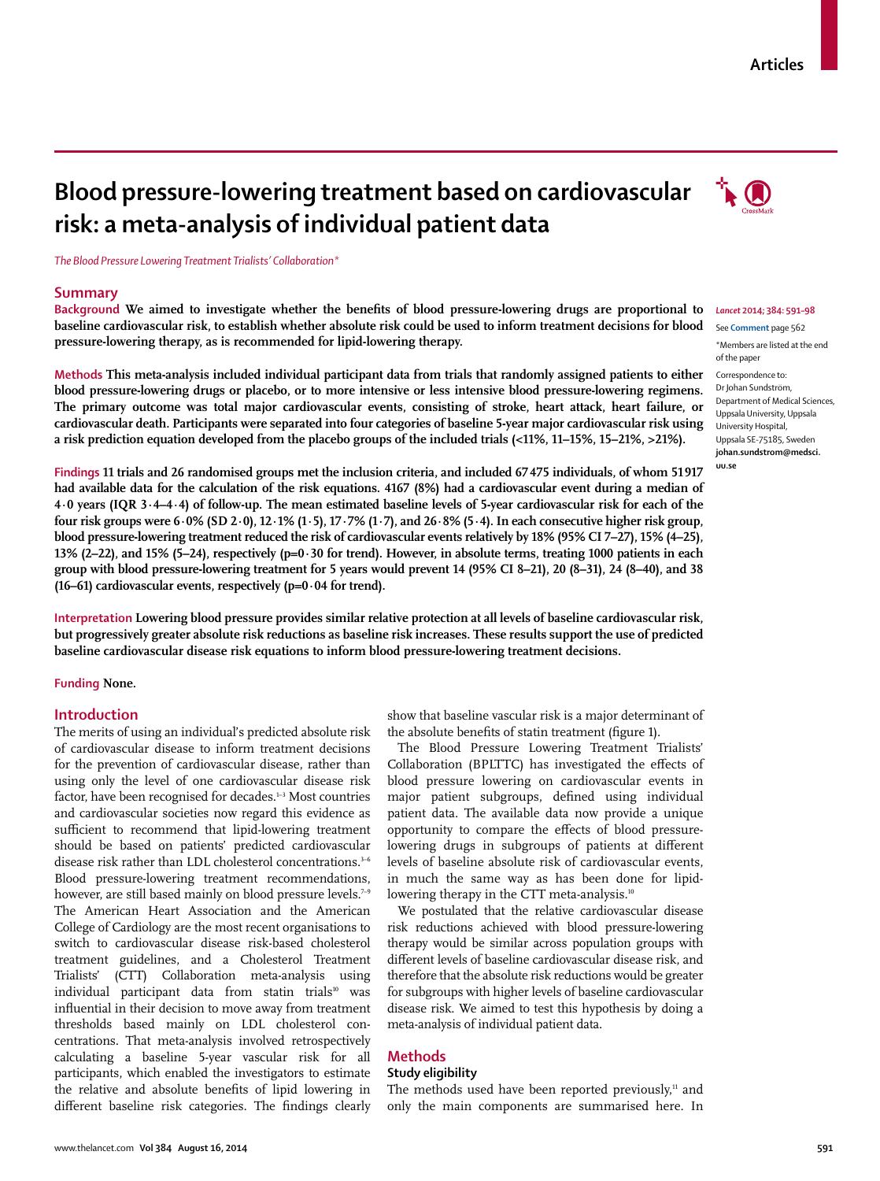# Blood pressure-lowering treatment based on cardiovascular risk: a meta-analysis of individual patient data

*The Blood Pressure Lowering Treatment Trialists' Collaboration\**

*Lancet* 2014; 384: 591–98

See **Comment** page 562

\*Members are listed at the end of the paper

Correspondence to: Dr Johan Sundström, Department of Medical Sciences, Uppsala University, Uppsala University Hospital, Uppsala SE-75185, Sweden **johan.sundstrom@medsci.uu.se**

## Summary

**Background** We aimed to investigate whether the benefits of blood pressure-lowering drugs are proportional to baseline cardiovascular risk, to establish whether absolute risk could be used to inform treatment decisions for blood pressure-lowering therapy, as is recommended for lipid-lowering therapy.

**Methods** This meta-analysis included individual participant data from trials that randomly assigned patients to either blood pressure-lowering drugs or placebo, or to more intensive or less intensive blood pressure-lowering regimens. The primary outcome was total major cardiovascular events, consisting of stroke, heart attack, heart failure, or cardiovascular death. Participants were separated into four categories of baseline 5-year major cardiovascular risk using a risk prediction equation developed from the placebo groups of the included trials (<11%, 11–15%, 15–21%, >21%).

**Findings** 11 trials and 26 randomised groups met the inclusion criteria, and included 67 475 individuals, of whom 51 917 had available data for the calculation of the risk equations. 4167 (8%) had a cardiovascular event during a median of 4·0 years (IQR 3·4–4·4) of follow-up. The mean estimated baseline levels of 5-year cardiovascular risk for each of the four risk groups were 6·0% (SD 2·0), 12·1% (1·5), 17·7% (1·7), and 26·8% (5·4). In each consecutive higher risk group, blood pressure-lowering treatment reduced the risk of cardiovascular events relatively by 18% (95% CI 7–27), 15% (4–25), 13% (2–22), and 15% (5–24), respectively (p=0·30 for trend). However, in absolute terms, treating 1000 patients in each group with blood pressure-lowering treatment for 5 years would prevent 14 (95% CI 8–21), 20 (8–31), 24 (8–40), and 38 (16–61) cardiovascular events, respectively (p=0·04 for trend).

**Interpretation** Lowering blood pressure provides similar relative protection at all levels of baseline cardiovascular risk, but progressively greater absolute risk reductions as baseline risk increases. These results support the use of predicted baseline cardiovascular disease risk equations to inform blood pressure-lowering treatment decisions.

**Funding** None.

## Introduction

The merits of using an individual's predicted absolute risk of cardiovascular disease to inform treatment decisions for the prevention of cardiovascular disease, rather than using only the level of one cardiovascular disease risk factor, have been recognised for decades.[1–3] Most countries and cardiovascular societies now regard this evidence as sufficient to recommend that lipid-lowering treatment should be based on patients' predicted cardiovascular disease risk rather than LDL cholesterol concentrations.[3–6] Blood pressure-lowering treatment recommendations, however, are still based mainly on blood pressure levels.[7–9] The American Heart Association and the American College of Cardiology are the most recent organisations to switch to cardiovascular disease risk-based cholesterol treatment guidelines, and a Cholesterol Treatment Trialists' (CTT) Collaboration meta-analysis using individual participant data from statin trials[10] was influential in their decision to move away from treatment thresholds based mainly on LDL cholesterol concentrations. That meta-analysis involved retrospectively calculating a baseline 5-year vascular risk for all participants, which enabled the investigators to estimate the relative and absolute benefits of lipid lowering in different baseline risk categories. The findings clearly show that baseline vascular risk is a major determinant of the absolute benefits of statin treatment (figure 1).

The Blood Pressure Lowering Treatment Trialists' Collaboration (BPLTTC) has investigated the effects of blood pressure lowering on cardiovascular events in major patient subgroups, defined using individual patient data. The available data now provide a unique opportunity to compare the effects of blood pressure-lowering drugs in subgroups of patients at different levels of baseline absolute risk of cardiovascular events, in much the same way as has been done for lipid-lowering therapy in the CTT meta-analysis.[10]

We postulated that the relative cardiovascular disease risk reductions achieved with blood pressure-lowering therapy would be similar across population groups with different levels of baseline cardiovascular disease risk, and therefore that the absolute risk reductions would be greater for subgroups with higher levels of baseline cardiovascular disease risk. We aimed to test this hypothesis by doing a meta-analysis of individual patient data.

## Methods

### Study eligibility

The methods used have been reported previously,[11] and only the main components are summarised here. In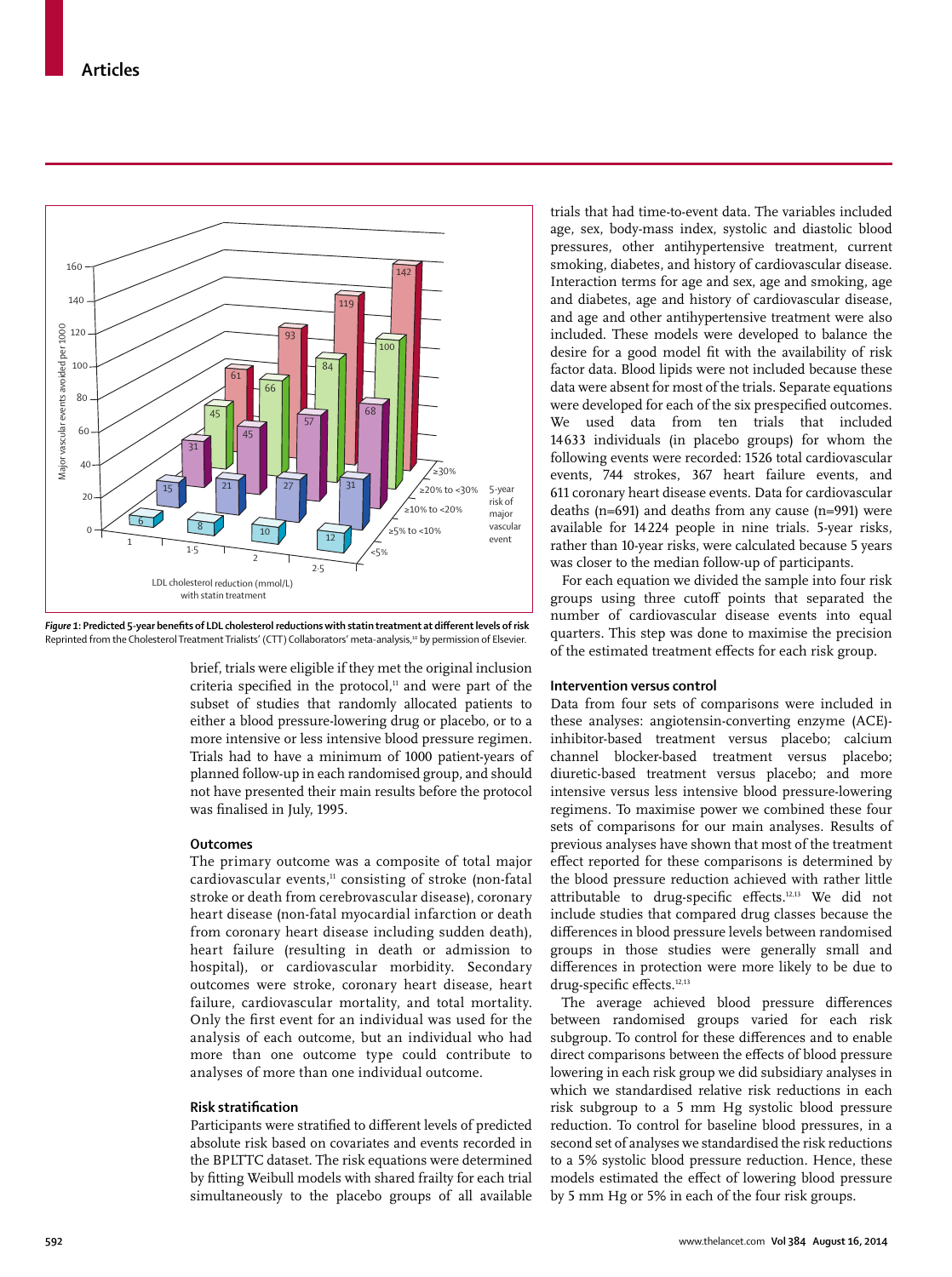**Figure 1: Predicted 5-year benefits of LDL cholesterol reductions with statin treatment at different levels of risk**
Reprinted from the Cholesterol Treatment Trialists' (CTT) Collaborators' meta-analysis,[10] by permission of Elsevier.

brief, trials were eligible if they met the original inclusion criteria specified in the protocol,[11] and were part of the subset of studies that randomly allocated patients to either a blood pressure-lowering drug or placebo, or to a more intensive or less intensive blood pressure regimen. Trials had to have a minimum of 1000 patient-years of planned follow-up in each randomised group, and should not have presented their main results before the protocol was finalised in July, 1995.

### Outcomes

The primary outcome was a composite of total major cardiovascular events,[11] consisting of stroke (non-fatal stroke or death from cerebrovascular disease), coronary heart disease (non-fatal myocardial infarction or death from coronary heart disease including sudden death), heart failure (resulting in death or admission to hospital), or cardiovascular morbidity. Secondary outcomes were stroke, coronary heart disease, heart failure, cardiovascular mortality, and total mortality. Only the first event for an individual was used for the analysis of each outcome, but an individual who had more than one outcome type could contribute to analyses of more than one individual outcome.

### Risk stratification

Participants were stratified to different levels of predicted absolute risk based on covariates and events recorded in the BPLTTC dataset. The risk equations were determined by fitting Weibull models with shared frailty for each trial simultaneously to the placebo groups of all available trials that had time-to-event data. The variables included age, sex, body-mass index, systolic and diastolic blood pressures, other antihypertensive treatment, current smoking, diabetes, and history of cardiovascular disease. Interaction terms for age and sex, age and smoking, age and diabetes, age and history of cardiovascular disease, and age and other antihypertensive treatment were also included. These models were developed to balance the desire for a good model fit with the availability of risk factor data. Blood lipids were not included because these data were absent for most of the trials. Separate equations were developed for each of the six prespecified outcomes. We used data from ten trials that included 14 633 individuals (in placebo groups) for whom the following events were recorded: 1526 total cardiovascular events, 744 strokes, 367 heart failure events, and 611 coronary heart disease events. Data for cardiovascular deaths (n=691) and deaths from any cause (n=991) were available for 14 224 people in nine trials. 5-year risks, rather than 10-year risks, were calculated because 5 years was closer to the median follow-up of participants.

For each equation we divided the sample into four risk groups using three cutoff points that separated the number of cardiovascular disease events into equal quarters. This step was done to maximise the precision of the estimated treatment effects for each risk group.

### Intervention versus control

Data from four sets of comparisons were included in these analyses: angiotensin-converting enzyme (ACE)-inhibitor-based treatment versus placebo; calcium channel blocker-based treatment versus placebo; diuretic-based treatment versus placebo; and more intensive versus less intensive blood pressure-lowering regimens. To maximise power we combined these four sets of comparisons for our main analyses. Results of previous analyses have shown that most of the treatment effect reported for these comparisons is determined by the blood pressure reduction achieved with rather little attributable to drug-specific effects.[12,13] We did not include studies that compared drug classes because the differences in blood pressure levels between randomised groups in those studies were generally small and differences in protection were more likely to be due to drug-specific effects.[12,13]

The average achieved blood pressure differences between randomised groups varied for each risk subgroup. To control for these differences and to enable direct comparisons between the effects of blood pressure lowering in each risk group we did subsidiary analyses in which we standardised relative risk reductions in each risk subgroup to a 5 mm Hg systolic blood pressure reduction. To control for baseline blood pressures, in a second set of analyses we standardised the risk reductions to a 5% systolic blood pressure reduction. Hence, these models estimated the effect of lowering blood pressure by 5 mm Hg or 5% in each of the four risk groups.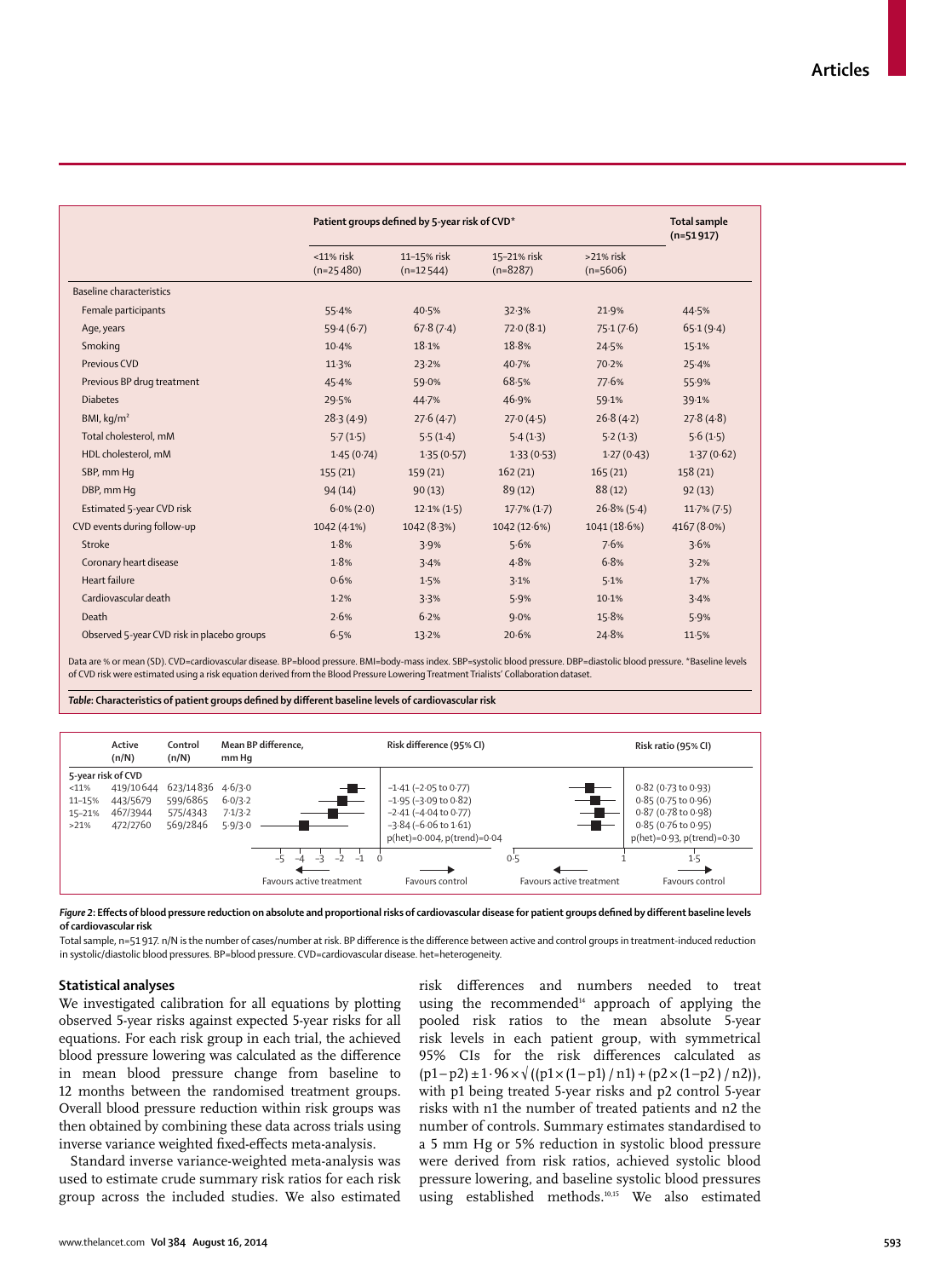| | Patient groups defined by 5-year risk of CVD* | | | | Total sample (n=51 917) |
|---|---|---|---|---|---|
| | <11% risk (n=25 480) | 11–15% risk (n=12 544) | 15–21% risk (n=8287) | >21% risk (n=5606) | |
| Baseline characteristics | | | | | |
| Female participants | 55·4% | 40·5% | 32·3% | 21·9% | 44·5% |
| Age, years | 59·4 (6·7) | 67·8 (7·4) | 72·0 (8·1) | 75·1 (7·6) | 65·1 (9·4) |
| Smoking | 10·4% | 18·1% | 18·8% | 24·5% | 15·1% |
| Previous CVD | 11·3% | 23·2% | 40·7% | 70·2% | 25·4% |
| Previous BP drug treatment | 45·4% | 59·0% | 68·5% | 77·6% | 55·9% |
| Diabetes | 29·5% | 44·7% | 46·9% | 59·1% | 39·1% |
| BMI, kg/m² | 28·3 (4·9) | 27·6 (4·7) | 27·0 (4·5) | 26·8 (4·2) | 27·8 (4·8) |
| Total cholesterol, mM | 5·7 (1·5) | 5·5 (1·4) | 5·4 (1·3) | 5·2 (1·3) | 5·6 (1·5) |
| HDL cholesterol, mM | 1·45 (0·74) | 1·35 (0·57) | 1·33 (0·53) | 1·27 (0·43) | 1·37 (0·62) |
| SBP, mm Hg | 155 (21) | 159 (21) | 162 (21) | 165 (21) | 158 (21) |
| DBP, mm Hg | 94 (14) | 90 (13) | 89 (12) | 88 (12) | 92 (13) |
| Estimated 5-year CVD risk | 6·0% (2·0) | 12·1% (1·5) | 17·7% (1·7) | 26·8% (5·4) | 11·7% (7·5) |
| CVD events during follow-up | 1042 (4·1%) | 1042 (8·3%) | 1042 (12·6%) | 1041 (18·6%) | 4167 (8·0%) |
| Stroke | 1·8% | 3·9% | 5·6% | 7·6% | 3·6% |
| Coronary heart disease | 1·8% | 3·4% | 4·8% | 6·8% | 3·2% |
| Heart failure | 0·6% | 1·5% | 3·1% | 5·1% | 1·7% |
| Cardiovascular death | 1·2% | 3·3% | 5·9% | 10·1% | 3·4% |
| Death | 2·6% | 6·2% | 9·0% | 15·8% | 5·9% |
| Observed 5-year CVD risk in placebo groups | 6·5% | 13·2% | 20·6% | 24·8% | 11·5% |

Data are % or mean (SD). CVD=cardiovascular disease. BP=blood pressure. BMI=body-mass index. SBP=systolic blood pressure. DBP=diastolic blood pressure. *Baseline levels of CVD risk were estimated using a risk equation derived from the Blood Pressure Lowering Treatment Trialists' Collaboration dataset.

***Table*: Characteristics of patient groups defined by different baseline levels of cardiovascular risk**

| 5-year risk of CVD | Active (n/N) | Control (n/N) | Mean BP difference, mm Hg | Risk difference (95% CI) | Risk ratio (95% CI) |
|---|---|---|---|---|---|
| <11% | 419/10 644 | 623/14 836 | 4·6/3·0 | −1·41 (−2·05 to 0·77) | 0·82 (0·73 to 0·93) |
| 11–15% | 443/5679 | 599/6865 | 6·0/3·2 | −1·95 (−3·09 to 0·82) | 0·85 (0·75 to 0·96) |
| 15–21% | 467/3944 | 575/4343 | 7·1/3·2 | −2·41 (−4·04 to 0·77) | 0·87 (0·78 to 0·98) |
| >21% | 472/2760 | 569/2846 | 5·9/3·0 | −3·84 (−6·06 to 1·61) | 0·85 (0·76 to 0·95) |
| | | | | p(het)=0·004, p(trend)=0·04 | p(het)=0·93, p(trend)=0·30 |

Risk difference axis: −5 to 0; ← Favours active treatment, Favours control →. Risk ratio axis: 0·5, 1, 1·5; ← Favours active treatment, Favours control →.

***Figure 2*: Effects of blood pressure reduction on absolute and proportional risks of cardiovascular disease for patient groups defined by different baseline levels of cardiovascular risk**

Total sample, n=51 917. n/N is the number of cases/number at risk. BP difference is the difference between active and control groups in treatment-induced reduction in systolic/diastolic blood pressures. BP=blood pressure. CVD=cardiovascular disease. het=heterogeneity.

### Statistical analyses

We investigated calibration for all equations by plotting observed 5-year risks against expected 5-year risks for all equations. For each risk group in each trial, the achieved blood pressure lowering was calculated as the difference in mean blood pressure change from baseline to 12 months between the randomised treatment groups. Overall blood pressure reduction within risk groups was then obtained by combining these data across trials using inverse variance weighted fixed-effects meta-analysis.

Standard inverse variance-weighted meta-analysis was used to estimate crude summary risk ratios for each risk group across the included studies. We also estimated risk differences and numbers needed to treat using the recommended[14] approach of applying the pooled risk ratios to the mean absolute 5-year risk levels in each patient group, with symmetrical 95% CIs for the risk differences calculated as $(p1-p2) \pm 1 \cdot 96 \times \sqrt{((p1 \times (1-p1) / n1) + (p2 \times (1-p2) / n2))}$, with p1 being treated 5-year risks and p2 control 5-year risks with n1 the number of treated patients and n2 the number of controls. Summary estimates standardised to a 5 mm Hg or 5% reduction in systolic blood pressure were derived from risk ratios, achieved systolic blood pressure lowering, and baseline systolic blood pressures using established methods.[10,15] We also estimated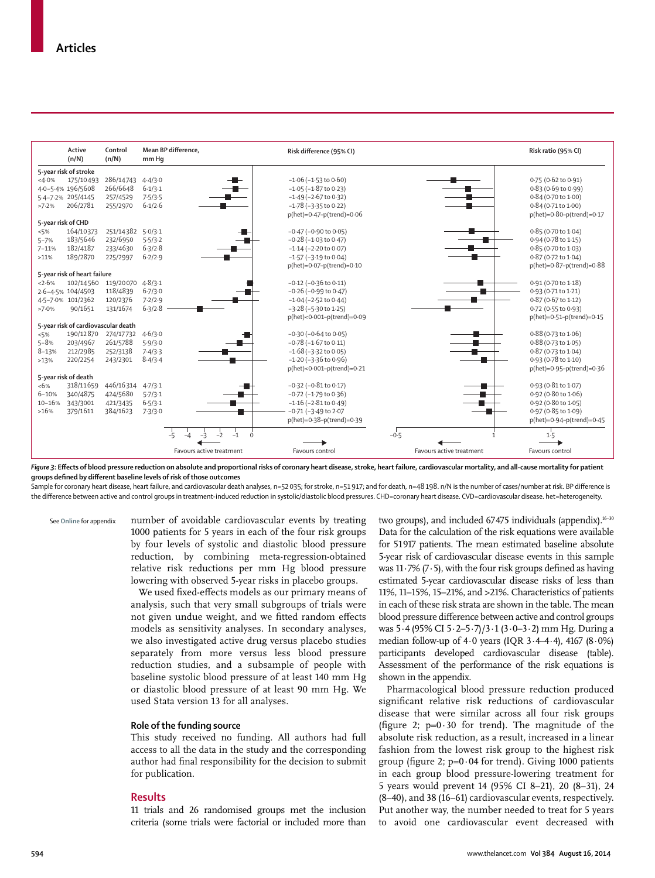| | Active (n/N) | Control (n/N) | Mean BP difference, mm Hg | Risk difference (95% CI) | Risk ratio (95% CI) |
|---|---|---|---|---|---|
| **5-year risk of stroke** | | | | | |
| <4·0% | 175/10 493 | 286/14 743 | 4·4/3·0 | −1·06 (−1·53 to 0·60) | 0·75 (0·62 to 0·91) |
| 4·0–5·4% | 196/5608 | 266/6648 | 6·1/3·1 | −1·05 (−1·87 to 0·23) | 0·83 (0·69 to 0·99) |
| 5·4–7·2% | 205/4145 | 257/4529 | 7·5/3·5 | −1·49 (−2·67 to 0·32) | 0·84 (0·70 to 1·00) |
| >7·2% | 206/2781 | 255/2970 | 6·1/2·6 | −1·78 (−3·35 to 0·22) | 0·84 (0·71 to 1·00) |
| | | | | p(het)=0·47–p(trend)=0·06 | p(het)=0·80–p(trend)=0·17 |
| **5-year risk of CHD** | | | | | |
| <5% | 164/10 373 | 251/14 382 | 5·0/3·1 | −0·47 (−0·90 to 0·05) | 0·85 (0·70 to 1·04) |
| 5–7% | 183/5646 | 232/6950 | 5·5/3·2 | −0·28 (−1·03 to 0·47) | 0·94 (0·78 to 1·15) |
| 7–11% | 182/4187 | 233/4630 | 6·3/2·8 | −1·14 (−2·20 to 0·07) | 0·85 (0·70 to 1·03) |
| >11% | 189/2870 | 225/2997 | 6·2/2·9 | −1·57 (−3·19 to 0·04) | 0·87 (0·72 to 1·04) |
| | | | | p(het)=0·07–p(trend)=0·10 | p(het)=0·87–p(trend)=0·88 |
| **5-year risk of heart failure** | | | | | |
| <2·6% | 102/14 560 | 119/20 070 | 4·8/3·1 | −0·12 (−0·36 to 0·11) | 0·91 (0·70 to 1·18) |
| 2·6–4·5% | 104/4503 | 118/4839 | 6·7/3·0 | −0·26 (−0·99 to 0·47) | 0·93 (0·71 to 1·21) |
| 4·5–7·0% | 101/2362 | 120/2376 | 7·2/2·9 | −1·04 (−2·52 to 0·44) | 0·87 (0·67 to 1·12) |
| >7·0% | 90/1651 | 131/1674 | 6·3/2·8 | −3·28 (−5·30 to 1·25) | 0·72 (0·55 to 0·93) |
| | | | | p(het)<0·001–p(trend)=0·09 | p(het)=0·51–p(trend)=0·15 |
| **5-year risk of cardiovascular death** | | | | | |
| <5% | 190/12 870 | 274/17 732 | 4·6/3·0 | −0·30 (−0·64 to 0·05) | 0·88 (0·73 to 1·06) |
| 5–8% | 203/4967 | 261/5788 | 5·9/3·0 | −0·78 (−1·67 to 0·11) | 0·88 (0·73 to 1·05) |
| 8–13% | 212/2985 | 252/3138 | 7·4/3·3 | −1·68 (−3·32 to 0·05) | 0·87 (0·73 to 1·04) |
| >13% | 220/2254 | 243/2301 | 8·4/3·4 | −1·20 (−3·36 to 0·96) | 0·93 (0·78 to 1·10) |
| | | | | p(het)<0·001–p(trend)=0·21 | p(het)=0·95–p(trend)=0·36 |
| **5-year risk of death** | | | | | |
| <6% | 318/11 659 | 446/16 314 | 4·7/3·1 | −0·32 (−0·81 to 0·17) | 0·93 (0·81 to 1·07) |
| 6–10% | 340/4875 | 424/5680 | 5·7/3·1 | −0·72 (−1·79 to 0·36) | 0·92 (0·80 to 1·06) |
| 10–16% | 343/3001 | 421/3435 | 6·5/3·1 | −1·16 (−2·81 to 0·49) | 0·92 (0·80 to 1·05) |
| >16% | 379/1611 | 384/1623 | 7·3/3·0 | −0·71 (−3·49 to 2·07) | 0·97 (0·85 to 1·09) |
| | | | | p(het)=0·38–p(trend)=0·39 | p(het)=0·94–p(trend)=0·45 |

**Figure 3: Effects of blood pressure reduction on absolute and proportional risks of coronary heart disease, stroke, heart failure, cardiovascular mortality, and all-cause mortality for patient groups defined by different baseline levels of risk of those outcomes**

Sample for coronary heart disease, heart failure, and cardiovascular death analyses, n=52 035; for stroke, n=51 917; and for death, n=48 198. n/N is the number of cases/number at risk. BP difference is the difference between active and control groups in treatment-induced reduction in systolic/diastolic blood pressures. CHD=coronary heart disease. CVD=cardiovascular disease. het=heterogeneity.

number of avoidable cardiovascular events by treating 1000 patients for 5 years in each of the four risk groups by four levels of systolic and diastolic blood pressure reduction, by combining meta-regression-obtained relative risk reductions per mm Hg blood pressure lowering with observed 5-year risks in placebo groups.

We used fixed-effects models as our primary means of analysis, such that very small subgroups of trials were not given undue weight, and we fitted random effects models as sensitivity analyses. In secondary analyses, we also investigated active drug versus placebo studies separately from more versus less blood pressure reduction studies, and a subsample of people with baseline systolic blood pressure of at least 140 mm Hg or diastolic blood pressure of at least 90 mm Hg. We used Stata version 13 for all analyses.

### Role of the funding source

This study received no funding. All authors had full access to all the data in the study and the corresponding author had final responsibility for the decision to submit for publication.

## Results

11 trials and 26 randomised groups met the inclusion criteria (some trials were factorial or included more than two groups), and included 67 475 individuals (appendix).[16–30] Data for the calculation of the risk equations were available for 51 917 patients. The mean estimated baseline absolute 5-year risk of cardiovascular disease events in this sample was 11·7% (7·5), with the four risk groups defined as having estimated 5-year cardiovascular disease risks of less than 11%, 11–15%, 15–21%, and >21%. Characteristics of patients in each of these risk strata are shown in the table. The mean blood pressure difference between active and control groups was 5·4 (95% CI 5·2–5·7)/3·1 (3·0–3·2) mm Hg. During a median follow-up of 4·0 years (IQR 3·4–4·4), 4167 (8·0%) participants developed cardiovascular disease (table). Assessment of the performance of the risk equations is shown in the appendix.

Pharmacological blood pressure reduction produced significant relative risk reductions of cardiovascular disease that were similar across all four risk groups (figure 2; p=0·30 for trend). The magnitude of the absolute risk reduction, as a result, increased in a linear fashion from the lowest risk group to the highest risk group (figure 2; p=0·04 for trend). Giving 1000 patients in each group blood pressure-lowering treatment for 5 years would prevent 14 (95% CI 8–21), 20 (8–31), 24 (8–40), and 38 (16–61) cardiovascular events, respectively. Put another way, the number needed to treat for 5 years to avoid one cardiovascular event decreased with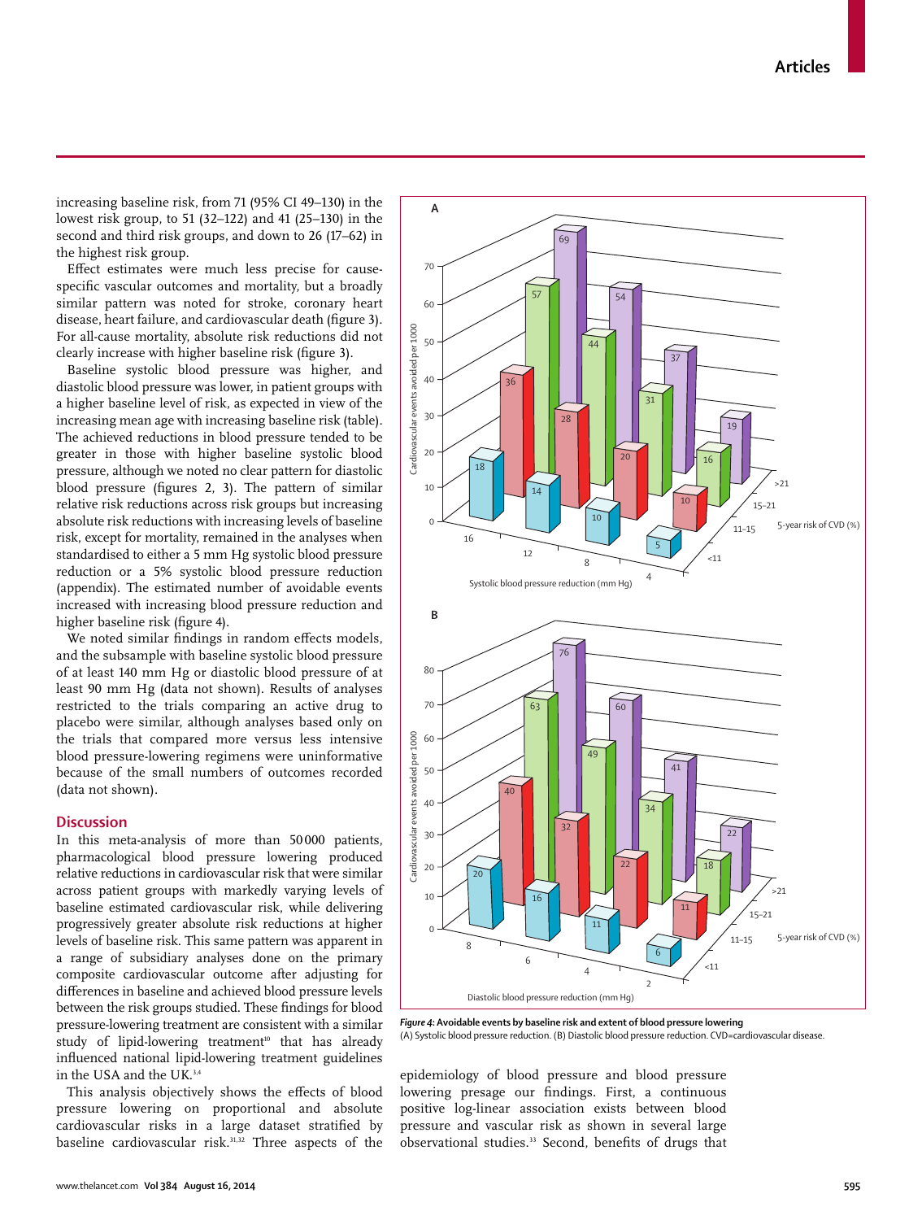increasing baseline risk, from 71 (95% CI 49–130) in the lowest risk group, to 51 (32–122) and 41 (25–130) in the second and third risk groups, and down to 26 (17–62) in the highest risk group.

Effect estimates were much less precise for cause-specific vascular outcomes and mortality, but a broadly similar pattern was noted for stroke, coronary heart disease, heart failure, and cardiovascular death (figure 3). For all-cause mortality, absolute risk reductions did not clearly increase with higher baseline risk (figure 3).

Baseline systolic blood pressure was higher, and diastolic blood pressure was lower, in patient groups with a higher baseline level of risk, as expected in view of the increasing mean age with increasing baseline risk (table). The achieved reductions in blood pressure tended to be greater in those with higher baseline systolic blood pressure, although we noted no clear pattern for diastolic blood pressure (figures 2, 3). The pattern of similar relative risk reductions across risk groups but increasing absolute risk reductions with increasing levels of baseline risk, except for mortality, remained in the analyses when standardised to either a 5 mm Hg systolic blood pressure reduction or a 5% systolic blood pressure reduction (appendix). The estimated number of avoidable events increased with increasing blood pressure reduction and higher baseline risk (figure 4).

We noted similar findings in random effects models, and the subsample with baseline systolic blood pressure of at least 140 mm Hg or diastolic blood pressure of at least 90 mm Hg (data not shown). Results of analyses restricted to the trials comparing an active drug to placebo were similar, although analyses based only on the trials that compared more versus less intensive blood pressure-lowering regimens were uninformative because of the small numbers of outcomes recorded (data not shown).

## Discussion

In this meta-analysis of more than 50 000 patients, pharmacological blood pressure lowering produced relative reductions in cardiovascular risk that were similar across patient groups with markedly varying levels of baseline estimated cardiovascular risk, while delivering progressively greater absolute risk reductions at higher levels of baseline risk. This same pattern was apparent in a range of subsidiary analyses done on the primary composite cardiovascular outcome after adjusting for differences in baseline and achieved blood pressure levels between the risk groups studied. These findings for blood pressure-lowering treatment are consistent with a similar study of lipid-lowering treatment[10] that has already influenced national lipid-lowering treatment guidelines in the USA and the UK.[3,4]

This analysis objectively shows the effects of blood pressure lowering on proportional and absolute cardiovascular risks in a large dataset stratified by baseline cardiovascular risk.[31,32] Three aspects of the epidemiology of blood pressure and blood pressure lowering presage our findings. First, a continuous positive log-linear association exists between blood pressure and vascular risk as shown in several large observational studies.[33] Second, benefits of drugs that

**Figure 4: Avoidable events by baseline risk and extent of blood pressure lowering**
(A) Systolic blood pressure reduction. (B) Diastolic blood pressure reduction. CVD=cardiovascular disease.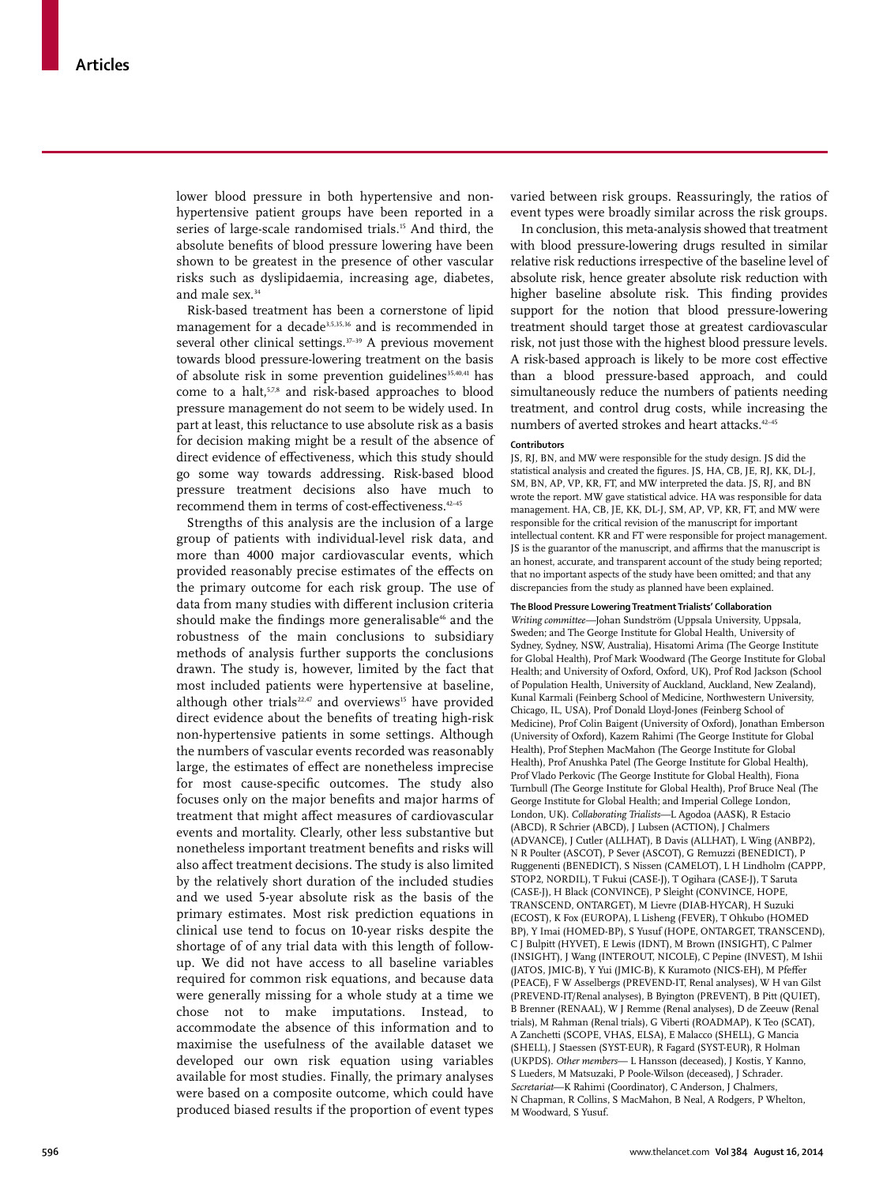lower blood pressure in both hypertensive and non-hypertensive patient groups have been reported in a series of large-scale randomised trials.[15] And third, the absolute benefits of blood pressure lowering have been shown to be greatest in the presence of other vascular risks such as dyslipidaemia, increasing age, diabetes, and male sex.[34]

Risk-based treatment has been a cornerstone of lipid management for a decade[3,5,35,36] and is recommended in several other clinical settings.[37–39] A previous movement towards blood pressure-lowering treatment on the basis of absolute risk in some prevention guidelines[35,40,41] has come to a halt,[5,7,8] and risk-based approaches to blood pressure management do not seem to be widely used. In part at least, this reluctance to use absolute risk as a basis for decision making might be a result of the absence of direct evidence of effectiveness, which this study should go some way towards addressing. Risk-based blood pressure treatment decisions also have much to recommend them in terms of cost-effectiveness.[42–45]

Strengths of this analysis are the inclusion of a large group of patients with individual-level risk data, and more than 4000 major cardiovascular events, which provided reasonably precise estimates of the effects on the primary outcome for each risk group. The use of data from many studies with different inclusion criteria should make the findings more generalisable[46] and the robustness of the main conclusions to subsidiary methods of analysis further supports the conclusions drawn. The study is, however, limited by the fact that most included patients were hypertensive at baseline, although other trials[22,47] and overviews[15] have provided direct evidence about the benefits of treating high-risk non-hypertensive patients in some settings. Although the numbers of vascular events recorded was reasonably large, the estimates of effect are nonetheless imprecise for most cause-specific outcomes. The study also focuses only on the major benefits and major harms of treatment that might affect measures of cardiovascular events and mortality. Clearly, other less substantive but nonetheless important treatment benefits and risks will also affect treatment decisions. The study is also limited by the relatively short duration of the included studies and we used 5-year absolute risk as the basis of the primary estimates. Most risk prediction equations in clinical use tend to focus on 10-year risks despite the shortage of of any trial data with this length of follow-up. We did not have access to all baseline variables required for common risk equations, and because data were generally missing for a whole study at a time we chose not to make imputations. Instead, to accommodate the absence of this information and to maximise the usefulness of the available dataset we developed our own risk equation using variables available for most studies. Finally, the primary analyses were based on a composite outcome, which could have produced biased results if the proportion of event types varied between risk groups. Reassuringly, the ratios of event types were broadly similar across the risk groups.

In conclusion, this meta-analysis showed that treatment with blood pressure-lowering drugs resulted in similar relative risk reductions irrespective of the baseline level of absolute risk, hence greater absolute risk reduction with higher baseline absolute risk. This finding provides support for the notion that blood pressure-lowering treatment should target those at greatest cardiovascular risk, not just those with the highest blood pressure levels. A risk-based approach is likely to be more cost effective than a blood pressure-based approach, and could simultaneously reduce the numbers of patients needing treatment, and control drug costs, while increasing the numbers of averted strokes and heart attacks.[42–45]

#### Contributors

JS, RJ, BN, and MW were responsible for the study design. JS did the statistical analysis and created the figures. JS, HA, CB, JE, KK, DL-J, SM, BN, AP, VP, KR, FT, and MW interpreted the data. JS, RJ, and BN wrote the report. MW gave statistical advice. HA was responsible for data management. HA, CB, JE, KK, DL-J, SM, AP, VP, KR, FT, and MW were responsible for the critical revision of the manuscript for important intellectual content. KR and FT were responsible for project management. JS is the guarantor of the manuscript, and affirms that the manuscript is an honest, accurate, and transparent account of the study being reported; that no important aspects of the study have been omitted; and that any discrepancies from the study as planned have been explained.

#### The Blood Pressure Lowering Treatment Trialists' Collaboration

*Writing committee*—Johan Sundström (Uppsala University, Uppsala, Sweden; and The George Institute for Global Health, University of Sydney, Sydney, NSW, Australia), Hisatomi Arima (The George Institute for Global Health), Prof Mark Woodward (The George Institute for Global Health; and University of Oxford, Oxford, UK), Prof Rod Jackson (School of Population Health, University of Auckland, Auckland, New Zealand), Kunal Karmali (Feinberg School of Medicine, Northwestern University, Chicago, IL, USA), Prof Donald Lloyd-Jones (Feinberg School of Medicine), Prof Colin Baigent (University of Oxford), Jonathan Emberson (University of Oxford), Kazem Rahimi (The George Institute for Global Health), Prof Stephen MacMahon (The George Institute for Global Health), Prof Anushka Patel (The George Institute for Global Health), Prof Vlado Perkovic (The George Institute for Global Health), Fiona Turnbull (The George Institute for Global Health), Prof Bruce Neal (The George Institute for Global Health; and Imperial College London, London, UK). *Collaborating Trialists*—L Agodoa (AASK), R Estacio (ABCD), R Schrier (ABCD), J Lubsen (ACTION), J Chalmers (ADVANCE), J Cutler (ALLHAT), B Davis (ALLHAT), L Wing (ANBP2), N R Poulter (ASCOT), P Sever (ASCOT), G Remuzzi (BENEDICT), P Ruggenenti (BENEDICT), S Nissen (CAMELOT), L H Lindholm (CAPPP, STOP2, NORDIL), T Fukui (CASE-J), T Ogihara (CASE-J), T Saruta (CASE-J), H Black (CONVINCE), P Sleight (CONVINCE, HOPE, TRANSCEND, ONTARGET), M Lievre (DIAB-HYCAR), H Suzuki (ECOST), K Fox (EUROPA), L Lisheng (FEVER), T Ohkubo (HOMED BP), Y Imai (HOMED-BP), S Yusuf (HOPE, ONTARGET, TRANSCEND), C J Bulpitt (HYVET), E Lewis (IDNT), M Brown (INSIGHT), C Palmer (INSIGHT), J Wang (INTEROUT, NICOLE), C Pepine (INVEST), M Ishii (JATOS, JMIC-B), Y Yui (JMIC-B), K Kuramoto (NICS-EH), M Pfeffer (PEACE), F W Asselbergs (PREVEND-IT, Renal analyses), W H van Gilst (PREVEND-IT/Renal analyses), B Byington (PREVENT), B Pitt (QUIET), B Brenner (RENAAL), W J Remme (Renal analyses), D de Zeeuw (Renal trials), M Rahman (Renal trials), G Viberti (ROADMAP), K Teo (SCAT), A Zanchetti (SCOPE, VHAS, ELSA), E Malacco (SHELL), G Mancia (SHELL), J Staessen (SYST-EUR), R Fagard (SYST-EUR), R Holman (UKPDS). *Other members*— L Hansson (deceased), J Kostis, Y Kanno, S Lueders, M Matsuzaki, P Poole-Wilson (deceased), J Schrader. *Secretariat*—K Rahimi (Coordinator), C Anderson, J Chalmers, N Chapman, R Collins, S MacMahon, B Neal, A Rodgers, P Whelton, M Woodward, S Yusuf.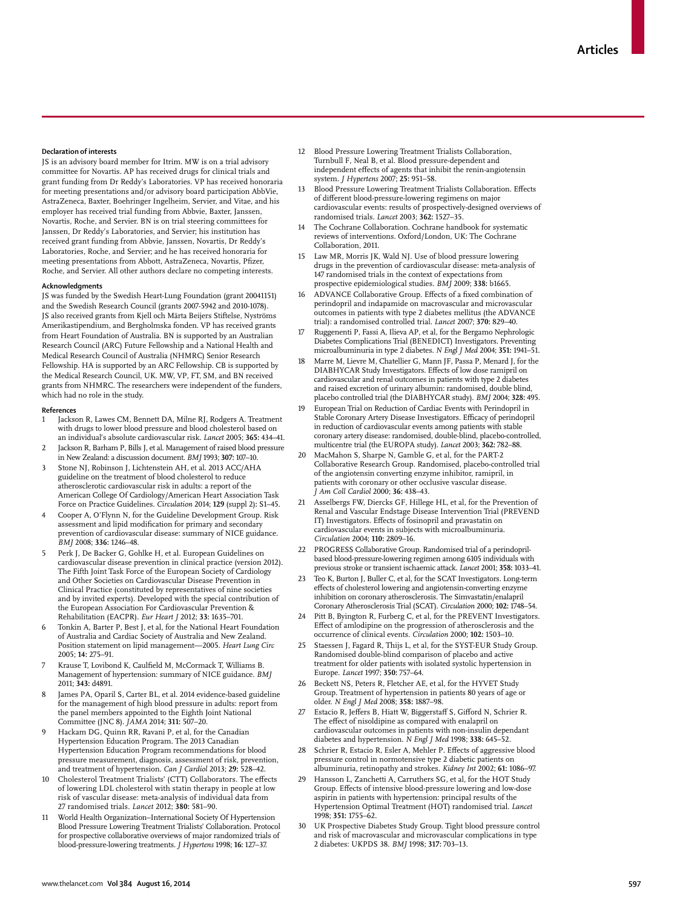### Declaration of interests

JS is an advisory board member for Itrim. MW is on a trial advisory committee for Novartis. AP has received drugs for clinical trials and grant funding from Dr Reddy's Laboratories. VP has received honoraria for meeting presentations and/or advisory board participation AbbVie, AstraZeneca, Baxter, Boehringer Ingelheim, Servier, and Vitae, and his employer has received trial funding from Abbvie, Baxter, Janssen, Novartis, Roche, and Servier. BN is on trial steering committees for Janssen, Dr Reddy's Laboratories, and Servier; his institution has received grant funding from Abbvie, Janssen, Novartis, Dr Reddy's Laboratories, Roche, and Servier; and he has received honoraria for meeting presentations from Abbott, AstraZeneca, Novartis, Pfizer, Roche, and Servier. All other authors declare no competing interests.

### Acknowledgments

JS was funded by the Swedish Heart-Lung Foundation (grant 20041151) and the Swedish Research Council (grants 2007-5942 and 2010-1078). JS also received grants from Kjell och Märta Beijers Stiftelse, Nyströms Amerikastipendium, and Bergholmska fonden. VP has received grants from Heart Foundation of Australia. BN is supported by an Australian Research Council (ARC) Future Fellowship and a National Health and Medical Research Council of Australia (NHMRC) Senior Research Fellowship. HA is supported by an ARC Fellowship. CB is supported by the Medical Research Council, UK. MW, VP, FT, SM, and BN received grants from NHMRC. The researchers were independent of the funders, which had no role in the study.

### References

1. Jackson R, Lawes CM, Bennett DA, Milne RJ, Rodgers A. Treatment with drugs to lower blood pressure and blood cholesterol based on an individual's absolute cardiovascular risk. *Lancet* 2005; **365:** 434–41.
2. Jackson R, Barham P, Bills J, et al. Management of raised blood pressure in New Zealand: a discussion document. *BMJ* 1993; **307:** 107–10.
3. Stone NJ, Robinson J, Lichtenstein AH, et al. 2013 ACC/AHA guideline on the treatment of blood cholesterol to reduce atherosclerotic cardiovascular risk in adults: a report of the American College Of Cardiology/American Heart Association Task Force on Practice Guidelines. *Circulation* 2014; **129** (suppl 2)**:** S1–45.
4. Cooper A, O'Flynn N, for the Guideline Development Group. Risk assessment and lipid modification for primary and secondary prevention of cardiovascular disease: summary of NICE guidance. *BMJ* 2008; **336:** 1246–48.
5. Perk J, De Backer G, Gohlke H, et al. European Guidelines on cardiovascular disease prevention in clinical practice (version 2012). The Fifth Joint Task Force of the European Society of Cardiology and Other Societies on Cardiovascular Disease Prevention in Clinical Practice (constituted by representatives of nine societies and by invited experts). Developed with the special contribution of the European Association For Cardiovascular Prevention & Rehabilitation (EACPR). *Eur Heart J* 2012; **33:** 1635–701.
6. Tonkin A, Barter P, Best J, et al, for the National Heart Foundation of Australia and Cardiac Society of Australia and New Zealand. Position statement on lipid management—2005. *Heart Lung Circ* 2005; **14:** 275–91.
7. Krause T, Lovibond K, Caulfield M, McCormack T, Williams B. Management of hypertension: summary of NICE guidance. *BMJ* 2011; **343:** d4891.
8. James PA, Oparil S, Carter BL, et al. 2014 evidence-based guideline for the management of high blood pressure in adults: report from the panel members appointed to the Eighth Joint National Committee (JNC 8). *JAMA* 2014; **311:** 507–20.
9. Hackam DG, Quinn RR, Ravani P, et al, for the Canadian Hypertension Education Program. The 2013 Canadian Hypertension Education Program recommendations for blood pressure measurement, diagnosis, assessment of risk, prevention, and treatment of hypertension. *Can J Cardiol* 2013; **29:** 528–42.
10. Cholesterol Treatment Trialists' (CTT) Collaborators. The effects of lowering LDL cholesterol with statin therapy in people at low risk of vascular disease: meta-analysis of individual data from 27 randomised trials. *Lancet* 2012; **380:** 581–90.
11. World Health Organization–International Society Of Hypertension Blood Pressure Lowering Treatment Trialists' Collaboration. Protocol for prospective collaborative overviews of major randomized trials of blood-pressure-lowering treatments. *J Hypertens* 1998; **16:** 127–37.
12. Blood Pressure Lowering Treatment Trialists Collaboration, Turnbull F, Neal B, et al. Blood pressure-dependent and independent effects of agents that inhibit the renin-angiotensin system. *J Hypertens* 2007; **25:** 951–58.
13. Blood Pressure Lowering Treatment Trialists Collaboration. Effects of different blood-pressure-lowering regimens on major cardiovascular events: results of prospectively-designed overviews of randomised trials. *Lancet* 2003; **362:** 1527–35.
14. The Cochrane Collaboration. Cochrane handbook for systematic reviews of interventions. Oxford/London, UK: The Cochrane Collaboration, 2011.
15. Law MR, Morris JK, Wald NJ. Use of blood pressure lowering drugs in the prevention of cardiovascular disease: meta-analysis of 147 randomised trials in the context of expectations from prospective epidemiological studies. *BMJ* 2009; **338:** b1665.
16. ADVANCE Collaborative Group. Effects of a fixed combination of perindopril and indapamide on macrovascular and microvascular outcomes in patients with type 2 diabetes mellitus (the ADVANCE trial): a randomised controlled trial. *Lancet* 2007; **370:** 829–40.
17. Ruggenenti P, Fassi A, Ilieva AP, et al, for the Bergamo Nephrologic Diabetes Complications Trial (BENEDICT) Investigators. Preventing microalbuminuria in type 2 diabetes. *N Engl J Med* 2004; **351:** 1941–51.
18. Marre M, Lievre M, Chatellier G, Mann JF, Passa P, Menard J, for the DIABHYCAR Study Investigators. Effects of low dose ramipril on cardiovascular and renal outcomes in patients with type 2 diabetes and raised excretion of urinary albumin: randomised, double blind, placebo controlled trial (the DIABHYCAR study). *BMJ* 2004; **328:** 495.
19. European Trial on Reduction of Cardiac Events with Perindopril in Stable Coronary Artery Disease Investigators. Efficacy of perindopril in reduction of cardiovascular events among patients with stable coronary artery disease: randomised, double-blind, placebo-controlled, multicentre trial (the EUROPA study). *Lancet* 2003; **362:** 782–88.
20. MacMahon S, Sharpe N, Gamble G, et al, for the PART-2 Collaborative Research Group. Randomised, placebo-controlled trial of the angiotensin converting enzyme inhibitor, ramipril, in patients with coronary or other occlusive vascular disease. *J Am Coll Cardiol* 2000; **36:** 438–43.
21. Asselbergs FW, Diercks GF, Hillege HL, et al, for the Prevention of Renal and Vascular Endstage Disease Intervention Trial (PREVEND IT) Investigators. Effects of fosinopril and pravastatin on cardiovascular events in subjects with microalbuminuria. *Circulation* 2004; **110:** 2809–16.
22. PROGRESS Collaborative Group. Randomised trial of a perindopril-based blood-pressure-lowering regimen among 6105 individuals with previous stroke or transient ischaemic attack. *Lancet* 2001; **358:** 1033–41.
23. Teo K, Burton J, Buller C, et al, for the SCAT Investigators. Long-term effects of cholesterol lowering and angiotensin-converting enzyme inhibition on coronary atherosclerosis. The Simvastatin/enalapril Coronary Atherosclerosis Trial (SCAT). *Circulation* 2000; **102:** 1748–54.
24. Pitt B, Byington R, Furberg C, et al, for the PREVENT Investigators. Effect of amlodipine on the progression of atherosclerosis and the occurrence of clinical events. *Circulation* 2000; **102:** 1503–10.
25. Staessen J, Fagard R, Thijs L, et al, for the SYST-EUR Study Group. Randomised double-blind comparison of placebo and active treatment for older patients with isolated systolic hypertension in Europe. *Lancet* 1997; **350:** 757–64.
26. Beckett NS, Peters R, Fletcher AE, et al, for the HYVET Study Group. Treatment of hypertension in patients 80 years of age or older. *N Engl J Med* 2008; **358:** 1887–98.
27. Estacio R, Jeffers B, Hiatt W, Biggerstaff S, Gifford N, Schrier R. The effect of nisoldipine as compared with enalapril on cardiovascular outcomes in patients with non-insulin dependant diabetes and hypertension. *N Engl J Med* 1998; **338:** 645–52.
28. Schrier R, Estacio R, Esler A, Mehler P. Effects of aggressive blood pressure control in normotensive type 2 diabetic patients on albuminuria, retinopathy and strokes. *Kidney Int* 2002; **61:** 1086–97.
29. Hansson L, Zanchetti A, Carruthers SG, et al, for the HOT Study Group. Effects of intensive blood-pressure lowering and low-dose aspirin in patients with hypertension: principal results of the Hypertension Optimal Treatment (HOT) randomised trial. *Lancet* 1998; **351:** 1755–62.
30. UK Prospective Diabetes Study Group. Tight blood pressure control and risk of macrovascular and microvascular complications in type 2 diabetes: UKPDS 38. *BMJ* 1998; **317:** 703–13.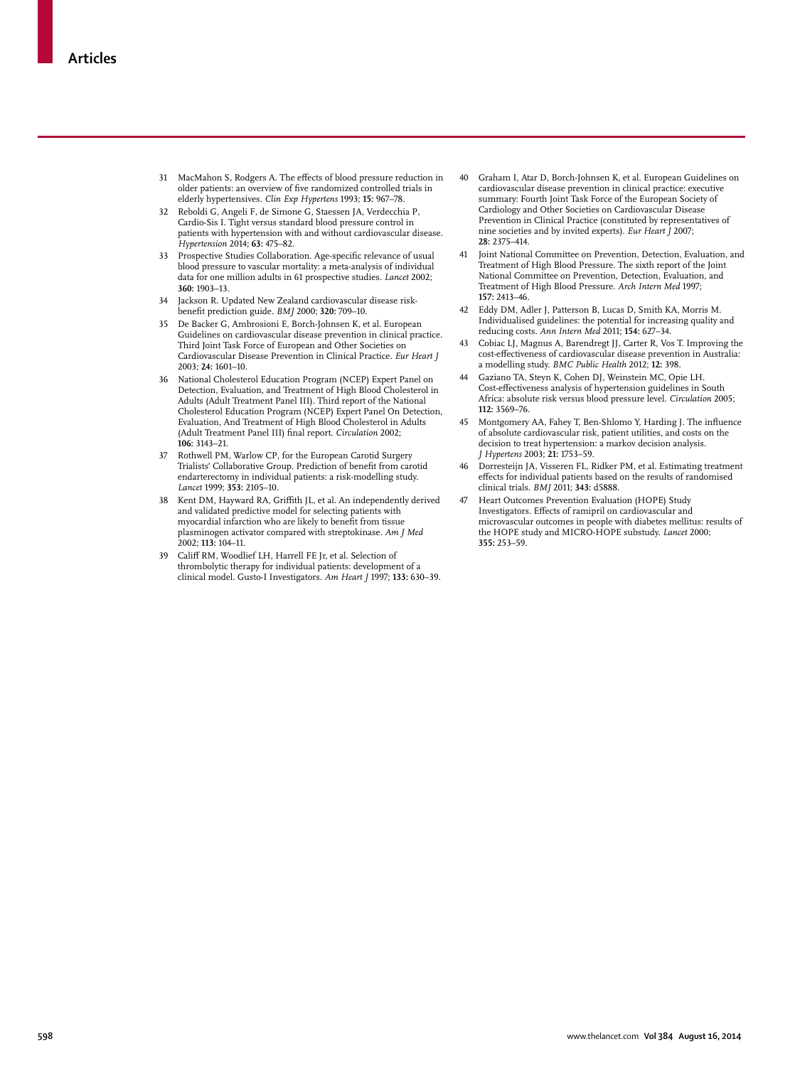31 MacMahon S, Rodgers A. The effects of blood pressure reduction in older patients: an overview of five randomized controlled trials in elderly hypertensives. *Clin Exp Hypertens* 1993; **15:** 967–78.

32 Reboldi G, Angeli F, de Simone G, Staessen JA, Verdecchia P, Cardio-Sis I. Tight versus standard blood pressure control in patients with hypertension with and without cardiovascular disease. *Hypertension* 2014; **63:** 475–82.

33 Prospective Studies Collaboration. Age-specific relevance of usual blood pressure to vascular mortality: a meta-analysis of individual data for one million adults in 61 prospective studies. *Lancet* 2002; **360:** 1903–13.

34 Jackson R. Updated New Zealand cardiovascular disease risk-benefit prediction guide. *BMJ* 2000; **320:** 709–10.

35 De Backer G, Ambrosioni E, Borch-Johnsen K, et al. European Guidelines on cardiovascular disease prevention in clinical practice. Third Joint Task Force of European and Other Societies on Cardiovascular Disease Prevention in Clinical Practice. *Eur Heart J* 2003; **24:** 1601–10.

36 National Cholesterol Education Program (NCEP) Expert Panel on Detection, Evaluation, and Treatment of High Blood Cholesterol in Adults (Adult Treatment Panel III). Third report of the National Cholesterol Education Program (NCEP) Expert Panel On Detection, Evaluation, And Treatment of High Blood Cholesterol in Adults (Adult Treatment Panel III) final report. *Circulation* 2002; **106:** 3143–21.

37 Rothwell PM, Warlow CP, for the European Carotid Surgery Trialists' Collaborative Group. Prediction of benefit from carotid endarterectomy in individual patients: a risk-modelling study. *Lancet* 1999; **353:** 2105–10.

38 Kent DM, Hayward RA, Griffith JL, et al. An independently derived and validated predictive model for selecting patients with myocardial infarction who are likely to benefit from tissue plasminogen activator compared with streptokinase. *Am J Med* 2002; **113:** 104–11.

39 Califf RM, Woodlief LH, Harrell FE Jr, et al. Selection of thrombolytic therapy for individual patients: development of a clinical model. Gusto-I Investigators. *Am Heart J* 1997; **133:** 630–39.

40 Graham I, Atar D, Borch-Johnsen K, et al. European Guidelines on cardiovascular disease prevention in clinical practice: executive summary: Fourth Joint Task Force of the European Society of Cardiology and Other Societies on Cardiovascular Disease Prevention in Clinical Practice (constituted by representatives of nine societies and by invited experts). *Eur Heart J* 2007; **28:** 2375–414.

41 Joint National Committee on Prevention, Detection, Evaluation, and Treatment of High Blood Pressure. The sixth report of the Joint National Committee on Prevention, Detection, Evaluation, and Treatment of High Blood Pressure. *Arch Intern Med* 1997; **157:** 2413–46.

42 Eddy DM, Adler J, Patterson B, Lucas D, Smith KA, Morris M. Individualised guidelines: the potential for increasing quality and reducing costs. *Ann Intern Med* 2011; **154:** 627–34.

43 Cobiac LJ, Magnus A, Barendregt JJ, Carter R, Vos T. Improving the cost-effectiveness of cardiovascular disease prevention in Australia: a modelling study. *BMC Public Health* 2012; **12:** 398.

44 Gaziano TA, Steyn K, Cohen DJ, Weinstein MC, Opie LH. Cost-effectiveness analysis of hypertension guidelines in South Africa: absolute risk versus blood pressure level. *Circulation* 2005; **112:** 3569–76.

45 Montgomery AA, Fahey T, Ben-Shlomo Y, Harding J. The influence of absolute cardiovascular risk, patient utilities, and costs on the decision to treat hypertension: a markov decision analysis. *J Hypertens* 2003; **21:** 1753–59.

46 Dorresteijn JA, Visseren FL, Ridker PM, et al. Estimating treatment effects for individual patients based on the results of randomised clinical trials. *BMJ* 2011; **343:** d5888.

47 Heart Outcomes Prevention Evaluation (HOPE) Study Investigators. Effects of ramipril on cardiovascular and microvascular outcomes in people with diabetes mellitus: results of the HOPE study and MICRO-HOPE substudy. *Lancet* 2000; **355:** 253–59.